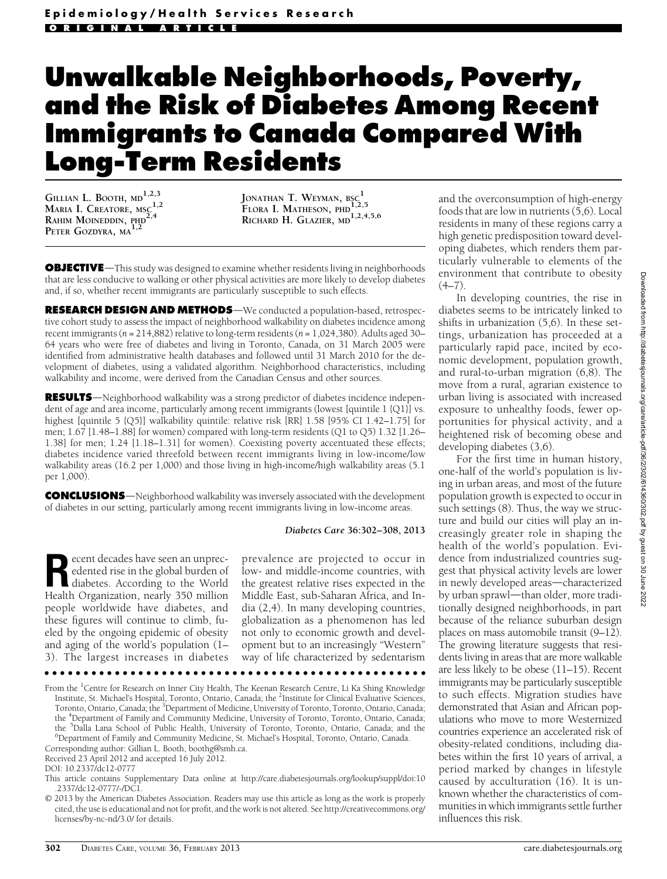Epidemiology/Health Services Research

ORIGINAL ARTICLE

# Unwalkable Neighborhoods, Poverty, and the Risk of Diabetes Among Recent Immigrants to Canada Compared With Long-Term Residents

GILLIAN L. BOOTH, MD[1,2,3]
MARIA I. CREATORE, MSC[1,2]
RAHIM MOINEDDIN, PHD[2,4]
PETER GOZDYRA, MA[1,2]
JONATHAN T. WEYMAN, BSC[1]
FLORA I. MATHESON, PHD[1,2,5]
RICHARD H. GLAZIER, MD[1,2,4,5,6]

**OBJECTIVE**—This study was designed to examine whether residents living in neighborhoods that are less conducive to walking or other physical activities are more likely to develop diabetes and, if so, whether recent immigrants are particularly susceptible to such effects.

**RESEARCH DESIGN AND METHODS**—We conducted a population-based, retrospective cohort study to assess the impact of neighborhood walkability on diabetes incidence among recent immigrants (n = 214,882) relative to long-term residents (n = 1,024,380). Adults aged 30–64 years who were free of diabetes and living in Toronto, Canada, on 31 March 2005 were identified from administrative health databases and followed until 31 March 2010 for the development of diabetes, using a validated algorithm. Neighborhood characteristics, including walkability and income, were derived from the Canadian Census and other sources.

**RESULTS**—Neighborhood walkability was a strong predictor of diabetes incidence independent of age and area income, particularly among recent immigrants (lowest [quintile 1 {Q1}] vs. highest [quintile 5 {Q5}] walkability quintile: relative risk [RR] 1.58 [95% CI 1.42–1.75] for men; 1.67 [1.48–1.88] for women) compared with long-term residents (Q1 to Q5) 1.32 [1.26–1.38] for men; 1.24 [1.18–1.31] for women). Coexisting poverty accentuated these effects; diabetes incidence varied threefold between recent immigrants living in low-income/low walkability areas (16.2 per 1,000) and those living in high-income/high walkability areas (5.1 per 1,000).

**CONCLUSIONS**—Neighborhood walkability was inversely associated with the development of diabetes in our setting, particularly among recent immigrants living in low-income areas.

*Diabetes Care* 36:302–308, 2013

Recent decades have seen an unprecedented rise in the global burden of diabetes. According to the World Health Organization, nearly 350 million people worldwide have diabetes, and these figures will continue to climb, fueled by the ongoing epidemic of obesity and aging of the world's population (1–3). The largest increases in diabetes prevalence are projected to occur in low- and middle-income countries, with the greatest relative rises expected in the Middle East, sub-Saharan Africa, and India (2,4). In many developing countries, globalization as a phenomenon has led not only to economic growth and development but to an increasingly "Western" way of life characterized by sedentarism and the overconsumption of high-energy foods that are low in nutrients (5,6). Local residents in many of these regions carry a high genetic predisposition toward developing diabetes, which renders them particularly vulnerable to elements of the environment that contribute to obesity (4–7).

In developing countries, the rise in diabetes seems to be intricately linked to shifts in urbanization (5,6). In these settings, urbanization has proceeded at a particularly rapid pace, incited by economic development, population growth, and rural-to-urban migration (6,8). The move from a rural, agrarian existence to urban living is associated with increased exposure to unhealthy foods, fewer opportunities for physical activity, and a heightened risk of becoming obese and developing diabetes (3,6).

For the first time in human history, one-half of the world's population is living in urban areas, and most of the future population growth is expected to occur in such settings (8). Thus, the way we structure and build our cities will play an increasingly greater role in shaping the health of the world's population. Evidence from industrialized countries suggest that physical activity levels are lower in newly developed areas—characterized by urban sprawl—than older, more traditionally designed neighborhoods, in part because of the reliance suburban design places on mass automobile transit (9–12). The growing literature suggests that residents living in areas that are more walkable are less likely to be obese (11–15). Recent immigrants may be particularly susceptible to such effects. Migration studies have demonstrated that Asian and African populations who move to more Westernized countries experience an accelerated risk of obesity-related conditions, including diabetes within the first 10 years of arrival, a period marked by changes in lifestyle caused by acculturation (16). It is unknown whether the characteristics of communities in which immigrants settle further influences this risk.

From the [1]Centre for Research on Inner City Health, The Keenan Research Centre, Li Ka Shing Knowledge Institute, St. Michael's Hospital, Toronto, Ontario, Canada; the [2]Institute for Clinical Evaluative Sciences, Toronto, Ontario, Canada; the [3]Department of Medicine, University of Toronto, Toronto, Ontario, Canada; the [4]Department of Family and Community Medicine, University of Toronto, Toronto, Ontario, Canada; the [5]Dalla Lana School of Public Health, University of Toronto, Toronto, Ontario, Canada; and the [6]Department of Family and Community Medicine, St. Michael's Hospital, Toronto, Ontario, Canada.

Corresponding author: Gillian L. Booth, boothg@smh.ca.

Received 23 April 2012 and accepted 16 July 2012.

DOI: 10.2337/dc12-0777

This article contains Supplementary Data online at http://care.diabetesjournals.org/lookup/suppl/doi:10.2337/dc12-0777/-/DC1.

© 2013 by the American Diabetes Association. Readers may use this article as long as the work is properly cited, the use is educational and not for profit, and the work is not altered. See http://creativecommons.org/licenses/by-nc-nd/3.0/ for details.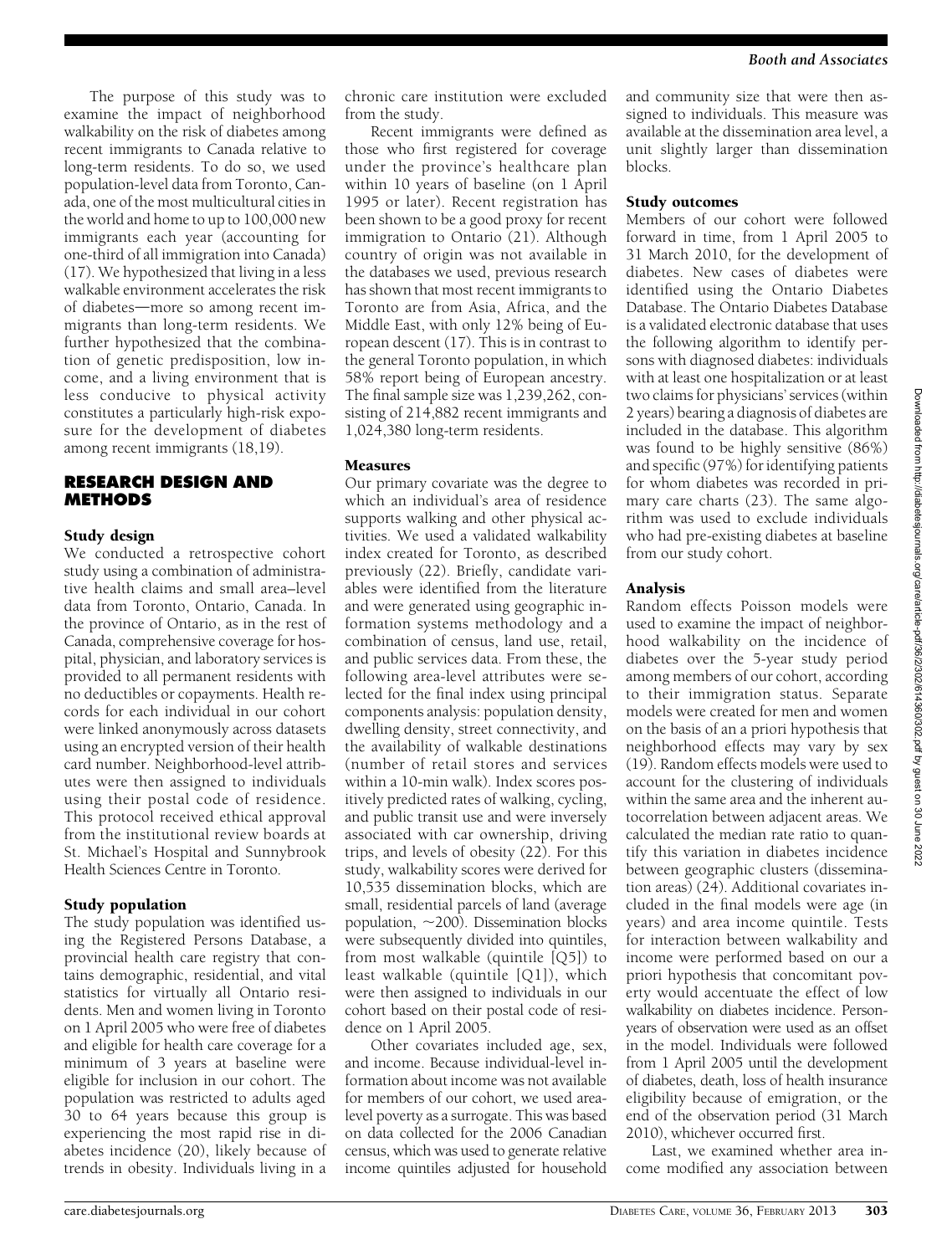The purpose of this study was to examine the impact of neighborhood walkability on the risk of diabetes among recent immigrants to Canada relative to long-term residents. To do so, we used population-level data from Toronto, Canada, one of the most multicultural cities in the world and home to up to 100,000 new immigrants each year (accounting for one-third of all immigration into Canada) (17). We hypothesized that living in a less walkable environment accelerates the risk of diabetes—more so among recent immigrants than long-term residents. We further hypothesized that the combination of genetic predisposition, low income, and a living environment that is less conducive to physical activity constitutes a particularly high-risk exposure for the development of diabetes among recent immigrants (18,19).

## RESEARCH DESIGN AND METHODS

### Study design

We conducted a retrospective cohort study using a combination of administrative health claims and small area–level data from Toronto, Ontario, Canada. In the province of Ontario, as in the rest of Canada, comprehensive coverage for hospital, physician, and laboratory services is provided to all permanent residents with no deductibles or copayments. Health records for each individual in our cohort were linked anonymously across datasets using an encrypted version of their health card number. Neighborhood-level attributes were then assigned to individuals using their postal code of residence. This protocol received ethical approval from the institutional review boards at St. Michael's Hospital and Sunnybrook Health Sciences Centre in Toronto.

### Study population

The study population was identified using the Registered Persons Database, a provincial health care registry that contains demographic, residential, and vital statistics for virtually all Ontario residents. Men and women living in Toronto on 1 April 2005 who were free of diabetes and eligible for health care coverage for a minimum of 3 years at baseline were eligible for inclusion in our cohort. The population was restricted to adults aged 30 to 64 years because this group is experiencing the most rapid rise in diabetes incidence (20), likely because of trends in obesity. Individuals living in a chronic care institution were excluded from the study.

Recent immigrants were defined as those who first registered for coverage under the province's healthcare plan within 10 years of baseline (on 1 April 1995 or later). Recent registration has been shown to be a good proxy for recent immigration to Ontario (21). Although country of origin was not available in the databases we used, previous research has shown that most recent immigrants to Toronto are from Asia, Africa, and the Middle East, with only 12% being of European descent (17). This is in contrast to the general Toronto population, in which 58% report being of European ancestry. The final sample size was 1,239,262, consisting of 214,882 recent immigrants and 1,024,380 long-term residents.

### Measures

Our primary covariate was the degree to which an individual's area of residence supports walking and other physical activities. We used a validated walkability index created for Toronto, as described previously (22). Briefly, candidate variables were identified from the literature and were generated using geographic information systems methodology and a combination of census, land use, retail, and public services data. From these, the following area-level attributes were selected for the final index using principal components analysis: population density, dwelling density, street connectivity, and the availability of walkable destinations (number of retail stores and services within a 10-min walk). Index scores positively predicted rates of walking, cycling, and public transit use and were inversely associated with car ownership, driving trips, and levels of obesity (22). For this study, walkability scores were derived for 10,535 dissemination blocks, which are small, residential parcels of land (average population, ~200). Dissemination blocks were subsequently divided into quintiles, from most walkable (quintile [Q5]) to least walkable (quintile [Q1]), which were then assigned to individuals in our cohort based on their postal code of residence on 1 April 2005.

Other covariates included age, sex, and income. Because individual-level information about income was not available for members of our cohort, we used area-level poverty as a surrogate. This was based on data collected for the 2006 Canadian census, which was used to generate relative income quintiles adjusted for household and community size that were then assigned to individuals. This measure was available at the dissemination area level, a unit slightly larger than dissemination blocks.

### Study outcomes

Members of our cohort were followed forward in time, from 1 April 2005 to 31 March 2010, for the development of diabetes. New cases of diabetes were identified using the Ontario Diabetes Database. The Ontario Diabetes Database is a validated electronic database that uses the following algorithm to identify persons with diagnosed diabetes: individuals with at least one hospitalization or at least two claims for physicians' services (within 2 years) bearing a diagnosis of diabetes are included in the database. This algorithm was found to be highly sensitive (86%) and specific (97%) for identifying patients for whom diabetes was recorded in primary care charts (23). The same algorithm was used to exclude individuals who had pre-existing diabetes at baseline from our study cohort.

### Analysis

Random effects Poisson models were used to examine the impact of neighborhood walkability on the incidence of diabetes over the 5-year study period among members of our cohort, according to their immigration status. Separate models were created for men and women on the basis of an a priori hypothesis that neighborhood effects may vary by sex (19). Random effects models were used to account for the clustering of individuals within the same area and the inherent autocorrelation between adjacent areas. We calculated the median rate ratio to quantify this variation in diabetes incidence between geographic clusters (dissemination areas) (24). Additional covariates included in the final models were age (in years) and area income quintile. Tests for interaction between walkability and income were performed based on our a priori hypothesis that concomitant poverty would accentuate the effect of low walkability on diabetes incidence. Person-years of observation were used as an offset in the model. Individuals were followed from 1 April 2005 until the development of diabetes, death, loss of health insurance eligibility because of emigration, or the end of the observation period (31 March 2010), whichever occurred first.

Last, we examined whether area income modified any association between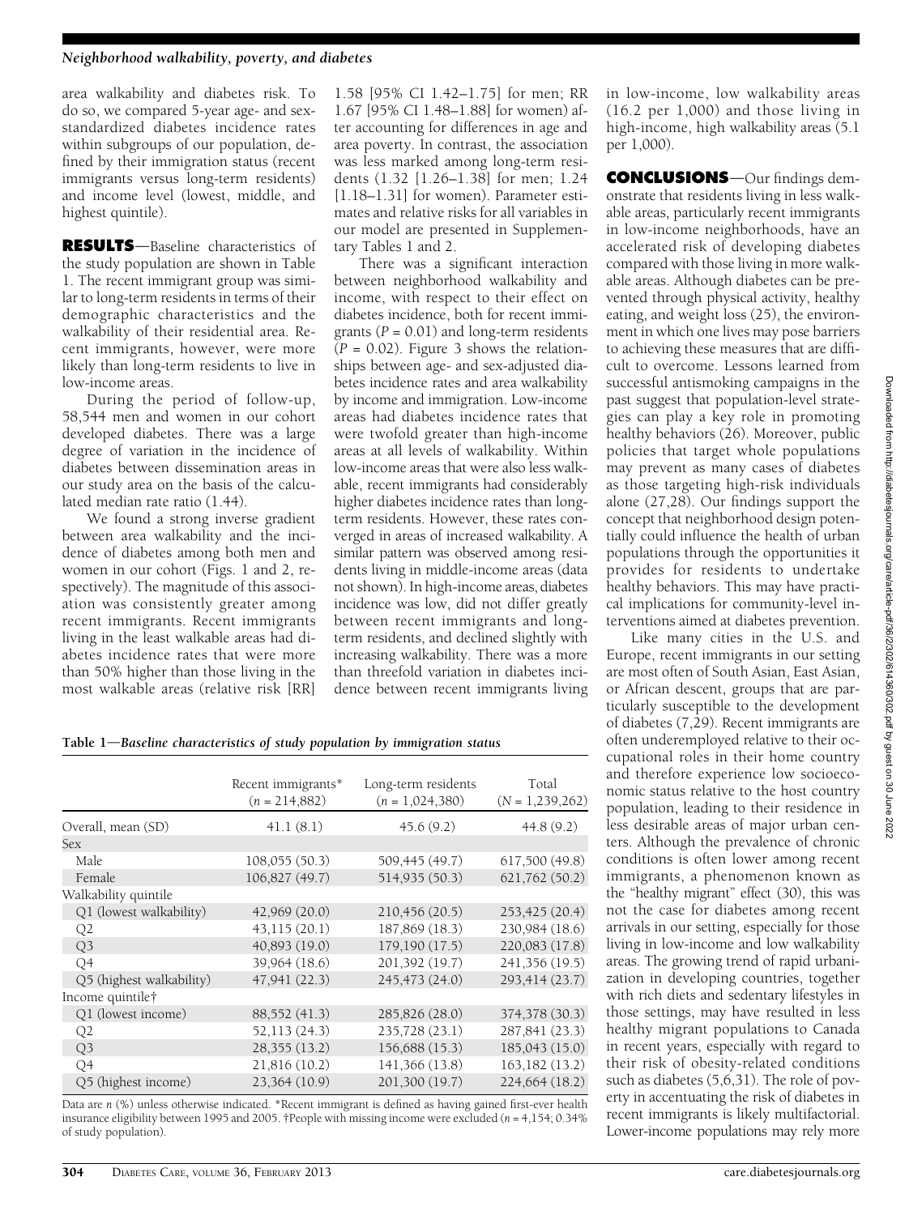area walkability and diabetes risk. To do so, we compared 5-year age- and sex-standardized diabetes incidence rates within subgroups of our population, defined by their immigration status (recent immigrants versus long-term residents) and income level (lowest, middle, and highest quintile).

**RESULTS**—Baseline characteristics of the study population are shown in Table 1. The recent immigrant group was similar to long-term residents in terms of their demographic characteristics and the walkability of their residential area. Recent immigrants, however, were more likely than long-term residents to live in low-income areas.

During the period of follow-up, 58,544 men and women in our cohort developed diabetes. There was a large degree of variation in the incidence of diabetes between dissemination areas in our study area on the basis of the calculated median rate ratio (1.44).

We found a strong inverse gradient between area walkability and the incidence of diabetes among both men and women in our cohort (Figs. 1 and 2, respectively). The magnitude of this association was consistently greater among recent immigrants. Recent immigrants living in the least walkable areas had diabetes incidence rates that were more than 50% higher than those living in the most walkable areas (relative risk [RR] 1.58 [95% CI 1.42–1.75] for men; RR 1.67 [95% CI 1.48–1.88] for women) after accounting for differences in age and area poverty. In contrast, the association was less marked among long-term residents (1.32 [1.26–1.38] for men; 1.24 [1.18–1.31] for women). Parameter estimates and relative risks for all variables in our model are presented in Supplementary Tables 1 and 2.

There was a significant interaction between neighborhood walkability and income, with respect to their effect on diabetes incidence, both for recent immigrants ($P = 0.01$) and long-term residents ($P = 0.02$). Figure 3 shows the relationships between age- and sex-adjusted diabetes incidence rates and area walkability by income and immigration. Low-income areas had diabetes incidence rates that were twofold greater than high-income areas at all levels of walkability. Within low-income areas that were also less walkable, recent immigrants had considerably higher diabetes incidence rates than long-term residents. However, these rates converged in areas of increased walkability. A similar pattern was observed among residents living in middle-income areas (data not shown). In high-income areas, diabetes incidence was low, did not differ greatly between recent immigrants and long-term residents, and declined slightly with increasing walkability. There was a more than threefold variation in diabetes incidence between recent immigrants living in low-income, low walkability areas (16.2 per 1,000) and those living in high-income, high walkability areas (5.1 per 1,000).

**Table 1—Baseline characteristics of study population by immigration status**

| | Recent immigrants* ($n$ = 214,882) | Long-term residents ($n$ = 1,024,380) | Total ($N$ = 1,239,262) |
|---|---|---|---|
| Overall, mean (SD) | 41.1 (8.1) | 45.6 (9.2) | 44.8 (9.2) |
| Sex | | | |
| Male | 108,055 (50.3) | 509,445 (49.7) | 617,500 (49.8) |
| Female | 106,827 (49.7) | 514,935 (50.3) | 621,762 (50.2) |
| Walkability quintile | | | |
| Q1 (lowest walkability) | 42,969 (20.0) | 210,456 (20.5) | 253,425 (20.4) |
| Q2 | 43,115 (20.1) | 187,869 (18.3) | 230,984 (18.6) |
| Q3 | 40,893 (19.0) | 179,190 (17.5) | 220,083 (17.8) |
| Q4 | 39,964 (18.6) | 201,392 (19.7) | 241,356 (19.5) |
| Q5 (highest walkability) | 47,941 (22.3) | 245,473 (24.0) | 293,414 (23.7) |
| Income quintile† | | | |
| Q1 (lowest income) | 88,552 (41.3) | 285,826 (28.0) | 374,378 (30.3) |
| Q2 | 52,113 (24.3) | 235,728 (23.1) | 287,841 (23.3) |
| Q3 | 28,355 (13.2) | 156,688 (15.3) | 185,043 (15.0) |
| Q4 | 21,816 (10.2) | 141,366 (13.8) | 163,182 (13.2) |
| Q5 (highest income) | 23,364 (10.9) | 201,300 (19.7) | 224,664 (18.2) |

Data are $n$ (%) unless otherwise indicated. *Recent immigrant is defined as having gained first-ever health insurance eligibility between 1995 and 2005. †People with missing income were excluded ($n$ = 4,154; 0.34% of study population).

**CONCLUSIONS**—Our findings demonstrate that residents living in less walkable areas, particularly recent immigrants in low-income neighborhoods, have an accelerated risk of developing diabetes compared with those living in more walkable areas. Although diabetes can be prevented through physical activity, healthy eating, and weight loss (25), the environment in which one lives may pose barriers to achieving these measures that are difficult to overcome. Lessons learned from successful antismoking campaigns in the past suggest that population-level strategies can play a key role in promoting healthy behaviors (26). Moreover, public policies that target whole populations may prevent as many cases of diabetes as those targeting high-risk individuals alone (27,28). Our findings support the concept that neighborhood design potentially could influence the health of urban populations through the opportunities it provides for residents to undertake healthy behaviors. This may have practical implications for community-level interventions aimed at diabetes prevention.

Like many cities in the U.S. and Europe, recent immigrants in our setting are most often of South Asian, East Asian, or African descent, groups that are particularly susceptible to the development of diabetes (7,29). Recent immigrants are often underemployed relative to their occupational roles in their home country and therefore experience low socioeconomic status relative to the host country population, leading to their residence in less desirable areas of major urban centers. Although the prevalence of chronic conditions is often lower among recent immigrants, a phenomenon known as the "healthy migrant" effect (30), this was not the case for diabetes among recent arrivals in our setting, especially for those living in low-income and low walkability areas. The growing trend of rapid urbanization in developing countries, together with rich diets and sedentary lifestyles in those settings, may have resulted in less healthy migrant populations to Canada in recent years, especially with regard to their risk of obesity-related conditions such as diabetes (5,6,31). The role of poverty in accentuating the risk of diabetes in recent immigrants is likely multifactorial. Lower-income populations may rely more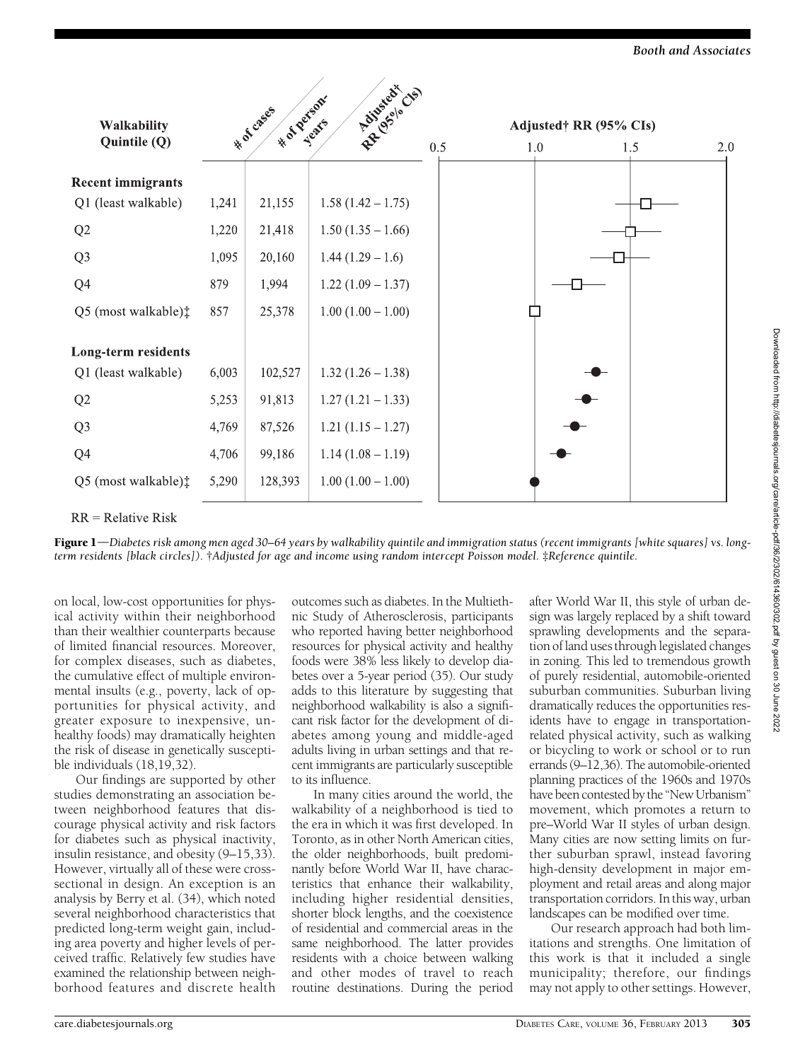| Walkability Quintile (Q) | # of cases | # of person-years | Adjusted† RR (95% CIs) |
|---|---|---|---|
| **Recent immigrants** | | | |
| Q1 (least walkable) | 1,241 | 21,155 | 1.58 (1.42 – 1.75) |
| Q2 | 1,220 | 21,418 | 1.50 (1.35 – 1.66) |
| Q3 | 1,095 | 20,160 | 1.44 (1.29 – 1.6) |
| Q4 | 879 | 1,994 | 1.22 (1.09 – 1.37) |
| Q5 (most walkable)‡ | 857 | 25,378 | 1.00 (1.00 – 1.00) |
| **Long-term residents** | | | |
| Q1 (least walkable) | 6,003 | 102,527 | 1.32 (1.26 – 1.38) |
| Q2 | 5,253 | 91,813 | 1.27 (1.21 – 1.33) |
| Q3 | 4,769 | 87,526 | 1.21 (1.15 – 1.27) |
| Q4 | 4,706 | 99,186 | 1.14 (1.08 – 1.19) |
| Q5 (most walkable)‡ | 5,290 | 128,393 | 1.00 (1.00 – 1.00) |

RR = Relative Risk

**Figure 1**—*Diabetes risk among men aged 30–64 years by walkability quintile and immigration status (recent immigrants [white squares] vs. long-term residents [black circles]). †Adjusted for age and income using random intercept Poisson model. ‡Reference quintile.*

on local, low-cost opportunities for physical activity within their neighborhood than their wealthier counterparts because of limited financial resources. Moreover, for complex diseases, such as diabetes, the cumulative effect of multiple environmental insults (e.g., poverty, lack of opportunities for physical activity, and greater exposure to inexpensive, unhealthy foods) may dramatically heighten the risk of disease in genetically susceptible individuals (18,19,32).

Our findings are supported by other studies demonstrating an association between neighborhood features that discourage physical activity and risk factors for diabetes such as physical inactivity, insulin resistance, and obesity (9–15,33). However, virtually all of these were cross-sectional in design. An exception is an analysis by Berry et al. (34), which noted several neighborhood characteristics that predicted long-term weight gain, including area poverty and higher levels of perceived traffic. Relatively few studies have examined the relationship between neighborhood features and discrete health outcomes such as diabetes. In the Multiethnic Study of Atherosclerosis, participants who reported having better neighborhood resources for physical activity and healthy foods were 38% less likely to develop diabetes over a 5-year period (35). Our study adds to this literature by suggesting that neighborhood walkability is also a significant risk factor for the development of diabetes among young and middle-aged adults living in urban settings and that recent immigrants are particularly susceptible to its influence.

In many cities around the world, the walkability of a neighborhood is tied to the era in which it was first developed. In Toronto, as in other North American cities, the older neighborhoods, built predominantly before World War II, have characteristics that enhance their walkability, including higher residential densities, shorter block lengths, and the coexistence of residential and commercial areas in the same neighborhood. The latter provides residents with a choice between walking and other modes of travel to reach routine destinations. During the period after World War II, this style of urban design was largely replaced by a shift toward sprawling developments and the separation of land uses through legislated changes in zoning. This led to tremendous growth of purely residential, automobile-oriented suburban communities. Suburban living dramatically reduces the opportunities residents have to engage in transportation-related physical activity, such as walking or bicycling to work or school or to run errands (9–12,36). The automobile-oriented planning practices of the 1960s and 1970s have been contested by the "New Urbanism" movement, which promotes a return to pre–World War II styles of urban design. Many cities are now setting limits on further suburban sprawl, instead favoring high-density development in major employment and retail areas and along major transportation corridors. In this way, urban landscapes can be modified over time.

Our research approach had both limitations and strengths. One limitation of this work is that it included a single municipality; therefore, our findings may not apply to other settings. However,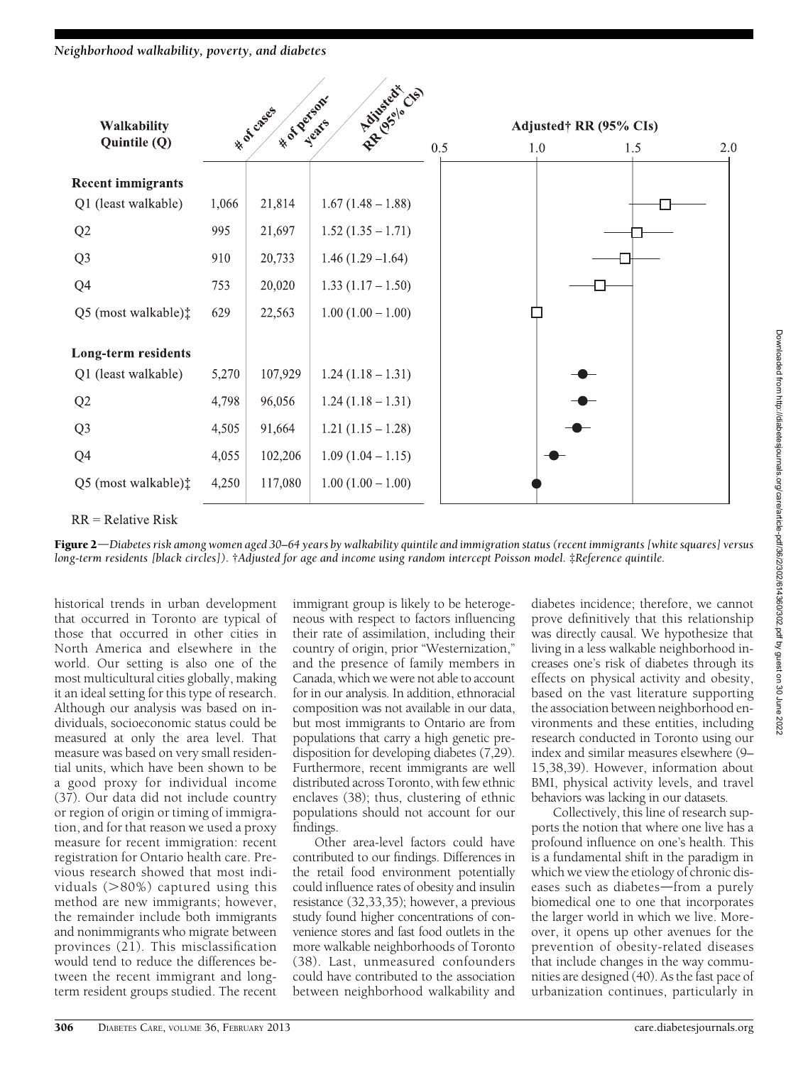| Walkability Quintile (Q) | # of cases | # of person-years | Adjusted† RR (95% CIs) |
|---|---|---|---|
| **Recent immigrants** | | | |
| Q1 (least walkable) | 1,066 | 21,814 | 1.67 (1.48 – 1.88) |
| Q2 | 995 | 21,697 | 1.52 (1.35 – 1.71) |
| Q3 | 910 | 20,733 | 1.46 (1.29 –1.64) |
| Q4 | 753 | 20,020 | 1.33 (1.17 – 1.50) |
| Q5 (most walkable)‡ | 629 | 22,563 | 1.00 (1.00 – 1.00) |
| **Long-term residents** | | | |
| Q1 (least walkable) | 5,270 | 107,929 | 1.24 (1.18 – 1.31) |
| Q2 | 4,798 | 96,056 | 1.24 (1.18 – 1.31) |
| Q3 | 4,505 | 91,664 | 1.21 (1.15 – 1.28) |
| Q4 | 4,055 | 102,206 | 1.09 (1.04 – 1.15) |
| Q5 (most walkable)‡ | 4,250 | 117,080 | 1.00 (1.00 – 1.00) |

RR = Relative Risk

**Figure 2**—*Diabetes risk among women aged 30–64 years by walkability quintile and immigration status (recent immigrants [white squares] versus long-term residents [black circles]). †Adjusted for age and income using random intercept Poisson model. ‡Reference quintile.*

historical trends in urban development that occurred in Toronto are typical of those that occurred in other cities in North America and elsewhere in the world. Our setting is also one of the most multicultural cities globally, making it an ideal setting for this type of research. Although our analysis was based on individuals, socioeconomic status could be measured at only the area level. That measure was based on very small residential units, which have been shown to be a good proxy for individual income (37). Our data did not include country or region of origin or timing of immigration, and for that reason we used a proxy measure for recent immigration: recent registration for Ontario health care. Previous research showed that most individuals (>80%) captured using this method are new immigrants; however, the remainder include both immigrants and nonimmigrants who migrate between provinces (21). This misclassification would tend to reduce the differences between the recent immigrant and long-term resident groups studied. The recent immigrant group is likely to be heterogeneous with respect to factors influencing their rate of assimilation, including their country of origin, prior "Westernization," and the presence of family members in Canada, which we were not able to account for in our analysis. In addition, ethnoracial composition was not available in our data, but most immigrants to Ontario are from populations that carry a high genetic predisposition for developing diabetes (7,29). Furthermore, recent immigrants are well distributed across Toronto, with few ethnic enclaves (38); thus, clustering of ethnic populations should not account for our findings.

Other area-level factors could have contributed to our findings. Differences in the retail food environment potentially could influence rates of obesity and insulin resistance (32,33,35); however, a previous study found higher concentrations of convenience stores and fast food outlets in the more walkable neighborhoods of Toronto (38). Last, unmeasured confounders could have contributed to the association between neighborhood walkability and diabetes incidence; therefore, we cannot prove definitively that this relationship was directly causal. We hypothesize that living in a less walkable neighborhood increases one's risk of diabetes through its effects on physical activity and obesity, based on the vast literature supporting the association between neighborhood environments and these entities, including research conducted in Toronto using our index and similar measures elsewhere (9–15,38,39). However, information about BMI, physical activity levels, and travel behaviors was lacking in our datasets.

Collectively, this line of research supports the notion that where one live has a profound influence on one's health. This is a fundamental shift in the paradigm in which we view the etiology of chronic diseases such as diabetes—from a purely biomedical one to one that incorporates the larger world in which we live. Moreover, it opens up other avenues for the prevention of obesity-related diseases that include changes in the way communities are designed (40). As the fast pace of urbanization continues, particularly in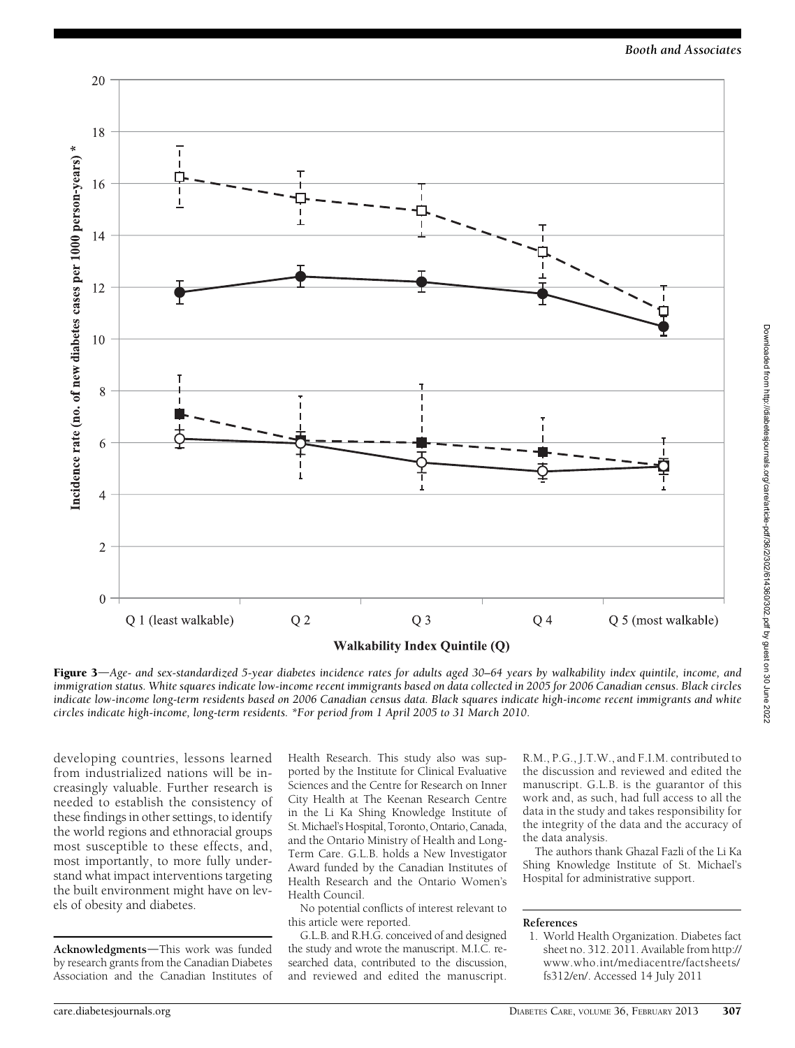**Figure 3**—*Age- and sex-standardized 5-year diabetes incidence rates for adults aged 30–64 years by walkability index quintile, income, and immigration status. White squares indicate low-income recent immigrants based on data collected in 2005 for 2006 Canadian census. Black circles indicate low-income long-term residents based on 2006 Canadian census data. Black squares indicate high-income recent immigrants and white circles indicate high-income, long-term residents. *For period from 1 April 2005 to 31 March 2010.*

developing countries, lessons learned from industrialized nations will be increasingly valuable. Further research is needed to establish the consistency of these findings in other settings, to identify the world regions and ethnoracial groups most susceptible to these effects, and, most importantly, to more fully understand what impact interventions targeting the built environment might have on levels of obesity and diabetes.

**Acknowledgments**—This work was funded by research grants from the Canadian Diabetes Association and the Canadian Institutes of Health Research. This study also was supported by the Institute for Clinical Evaluative Sciences and the Centre for Research on Inner City Health at The Keenan Research Centre in the Li Ka Shing Knowledge Institute of St. Michael's Hospital, Toronto, Ontario, Canada, and the Ontario Ministry of Health and Long-Term Care. G.L.B. holds a New Investigator Award funded by the Canadian Institutes of Health Research and the Ontario Women's Health Council.

No potential conflicts of interest relevant to this article were reported.

G.L.B. and R.H.G. conceived of and designed the study and wrote the manuscript. M.I.C. researched data, contributed to the discussion, and reviewed and edited the manuscript. R.M., P.G., J.T.W., and F.I.M. contributed to the discussion and reviewed and edited the manuscript. G.L.B. is the guarantor of this work and, as such, had full access to all the data in the study and takes responsibility for the integrity of the data and the accuracy of the data analysis.

The authors thank Ghazal Fazli of the Li Ka Shing Knowledge Institute of St. Michael's Hospital for administrative support.

## References

1. World Health Organization. Diabetes fact sheet no. 312. 2011. Available from http://www.who.int/mediacentre/factsheets/fs312/en/. Accessed 14 July 2011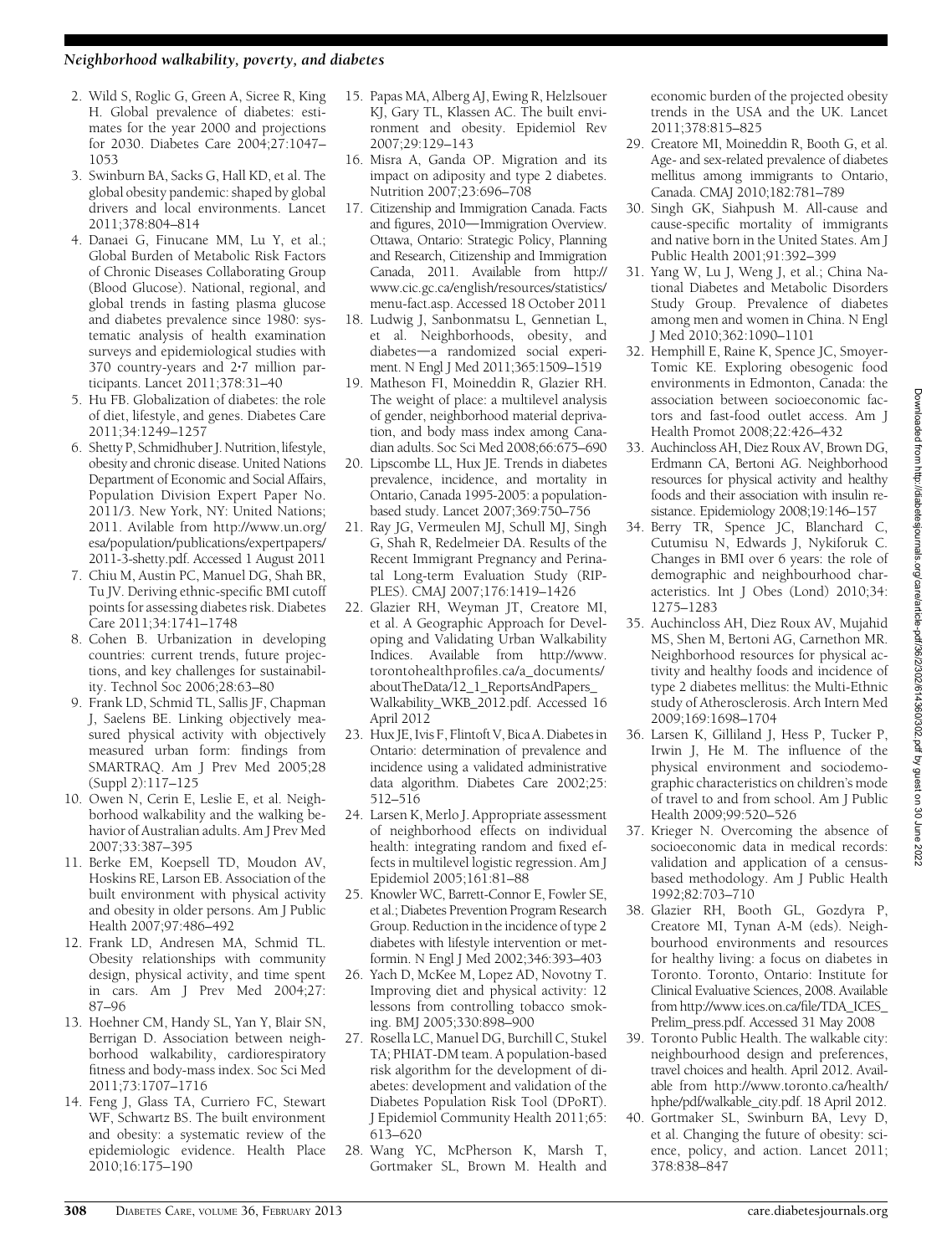2. Wild S, Roglic G, Green A, Sicree R, King H. Global prevalence of diabetes: estimates for the year 2000 and projections for 2030. Diabetes Care 2004;27:1047–1053
3. Swinburn BA, Sacks G, Hall KD, et al. The global obesity pandemic: shaped by global drivers and local environments. Lancet 2011;378:804–814
4. Danaei G, Finucane MM, Lu Y, et al.; Global Burden of Metabolic Risk Factors of Chronic Diseases Collaborating Group (Blood Glucose). National, regional, and global trends in fasting plasma glucose and diabetes prevalence since 1980: systematic analysis of health examination surveys and epidemiological studies with 370 country-years and 2·7 million participants. Lancet 2011;378:31–40
5. Hu FB. Globalization of diabetes: the role of diet, lifestyle, and genes. Diabetes Care 2011;34:1249–1257
6. Shetty P, Schmidhuber J. Nutrition, lifestyle, obesity and chronic disease. United Nations Department of Economic and Social Affairs, Population Division Expert Paper No. 2011/3. New York, NY: United Nations; 2011. Avilable from http://www.un.org/esa/population/publications/expertpapers/2011-3-shetty.pdf. Accessed 1 August 2011
7. Chiu M, Austin PC, Manuel DG, Shah BR, Tu JV. Deriving ethnic-specific BMI cutoff points for assessing diabetes risk. Diabetes Care 2011;34:1741–1748
8. Cohen B. Urbanization in developing countries: current trends, future projections, and key challenges for sustainability. Technol Soc 2006;28:63–80
9. Frank LD, Schmid TL, Sallis JF, Chapman J, Saelens BE. Linking objectively measured physical activity with objectively measured urban form: findings from SMARTRAQ. Am J Prev Med 2005;28 (Suppl 2):117–125
10. Owen N, Cerin E, Leslie E, et al. Neighborhood walkability and the walking behavior of Australian adults. Am J Prev Med 2007;33:387–395
11. Berke EM, Koepsell TD, Moudon AV, Hoskins RE, Larson EB. Association of the built environment with physical activity and obesity in older persons. Am J Public Health 2007;97:486–492
12. Frank LD, Andresen MA, Schmid TL. Obesity relationships with community design, physical activity, and time spent in cars. Am J Prev Med 2004;27: 87–96
13. Hoehner CM, Handy SL, Yan Y, Blair SN, Berrigan D. Association between neighborhood walkability, cardiorespiratory fitness and body-mass index. Soc Sci Med 2011;73:1707–1716
14. Feng J, Glass TA, Curriero FC, Stewart WF, Schwartz BS. The built environment and obesity: a systematic review of the epidemiologic evidence. Health Place 2010;16:175–190
15. Papas MA, Alberg AJ, Ewing R, Helzlsouer KJ, Gary TL, Klassen AC. The built environment and obesity. Epidemiol Rev 2007;29:129–143
16. Misra A, Ganda OP. Migration and its impact on adiposity and type 2 diabetes. Nutrition 2007;23:696–708
17. Citizenship and Immigration Canada. Facts and figures, 2010—Immigration Overview. Ottawa, Ontario: Strategic Policy, Planning and Research, Citizenship and Immigration Canada, 2011. Available from http://www.cic.gc.ca/english/resources/statistics/menu-fact.asp. Accessed 18 October 2011
18. Ludwig J, Sanbonmatsu L, Gennetian L, et al. Neighborhoods, obesity, and diabetes—a randomized social experiment. N Engl J Med 2011;365:1509–1519
19. Matheson FI, Moineddin R, Glazier RH. The weight of place: a multilevel analysis of gender, neighborhood material deprivation, and body mass index among Canadian adults. Soc Sci Med 2008;66:675–690
20. Lipscombe LL, Hux JE. Trends in diabetes prevalence, incidence, and mortality in Ontario, Canada 1995-2005: a population-based study. Lancet 2007;369:750–756
21. Ray JG, Vermeulen MJ, Schull MJ, Singh G, Shah R, Redelmeier DA. Results of the Recent Immigrant Pregnancy and Perinatal Long-term Evaluation Study (RIP-PLES). CMAJ 2007;176:1419–1426
22. Glazier RH, Weyman JT, Creatore MI, et al. A Geographic Approach for Developing and Validating Urban Walkability Indices. Available from http://www.torontohealthprofiles.ca/a_documents/aboutTheData/12_1_ReportsAndPapers_Walkability_WKB_2012.pdf. Accessed 16 April 2012
23. Hux JE, Ivis F, Flintoft V, Bica A. Diabetes in Ontario: determination of prevalence and incidence using a validated administrative data algorithm. Diabetes Care 2002;25: 512–516
24. Larsen K, Merlo J. Appropriate assessment of neighborhood effects on individual health: integrating random and fixed effects in multilevel logistic regression. Am J Epidemiol 2005;161:81–88
25. Knowler WC, Barrett-Connor E, Fowler SE, et al.; Diabetes Prevention Program Research Group. Reduction in the incidence of type 2 diabetes with lifestyle intervention or metformin. N Engl J Med 2002;346:393–403
26. Yach D, McKee M, Lopez AD, Novotny T. Improving diet and physical activity: 12 lessons from controlling tobacco smoking. BMJ 2005;330:898–900
27. Rosella LC, Manuel DG, Burchill C, Stukel TA; PHIAT-DM team. A population-based risk algorithm for the development of diabetes: development and validation of the Diabetes Population Risk Tool (DPoRT). J Epidemiol Community Health 2011;65: 613–620
28. Wang YC, McPherson K, Marsh T, Gortmaker SL, Brown M. Health and economic burden of the projected obesity trends in the USA and the UK. Lancet 2011;378:815–825
29. Creatore MI, Moineddin R, Booth G, et al. Age- and sex-related prevalence of diabetes mellitus among immigrants to Ontario, Canada. CMAJ 2010;182:781–789
30. Singh GK, Siahpush M. All-cause and cause-specific mortality of immigrants and native born in the United States. Am J Public Health 2001;91:392–399
31. Yang W, Lu J, Weng J, et al.; China National Diabetes and Metabolic Disorders Study Group. Prevalence of diabetes among men and women in China. N Engl J Med 2010;362:1090–1101
32. Hemphill E, Raine K, Spence JC, Smoyer-Tomic KE. Exploring obesogenic food environments in Edmonton, Canada: the association between socioeconomic factors and fast-food outlet access. Am J Health Promot 2008;22:426–432
33. Auchincloss AH, Diez Roux AV, Brown DG, Erdmann CA, Bertoni AG. Neighborhood resources for physical activity and healthy foods and their association with insulin resistance. Epidemiology 2008;19:146–157
34. Berry TR, Spence JC, Blanchard C, Cutumisu N, Edwards J, Nykiforuk C. Changes in BMI over 6 years: the role of demographic and neighbourhood characteristics. Int J Obes (Lond) 2010;34: 1275–1283
35. Auchincloss AH, Diez Roux AV, Mujahid MS, Shen M, Bertoni AG, Carnethon MR. Neighborhood resources for physical activity and healthy foods and incidence of type 2 diabetes mellitus: the Multi-Ethnic study of Atherosclerosis. Arch Intern Med 2009;169:1698–1704
36. Larsen K, Gilliland J, Hess P, Tucker P, Irwin J, He M. The influence of the physical environment and sociodemographic characteristics on children's mode of travel to and from school. Am J Public Health 2009;99:520–526
37. Krieger N. Overcoming the absence of socioeconomic data in medical records: validation and application of a census-based methodology. Am J Public Health 1992;82:703–710
38. Glazier RH, Booth GL, Gozdyra P, Creatore MI, Tynan A-M (eds). Neighbourhood environments and resources for healthy living: a focus on diabetes in Toronto. Toronto, Ontario: Institute for Clinical Evaluative Sciences, 2008. Available from http://www.ices.on.ca/file/TDA_ICES_Prelim_press.pdf. Accessed 31 May 2008
39. Toronto Public Health. The walkable city: neighbourhood design and preferences, travel choices and health. April 2012. Available from http://www.toronto.ca/health/hphe/pdf/walkable_city.pdf. 18 April 2012.
40. Gortmaker SL, Swinburn BA, Levy D, et al. Changing the future of obesity: science, policy, and action. Lancet 2011; 378:838–847